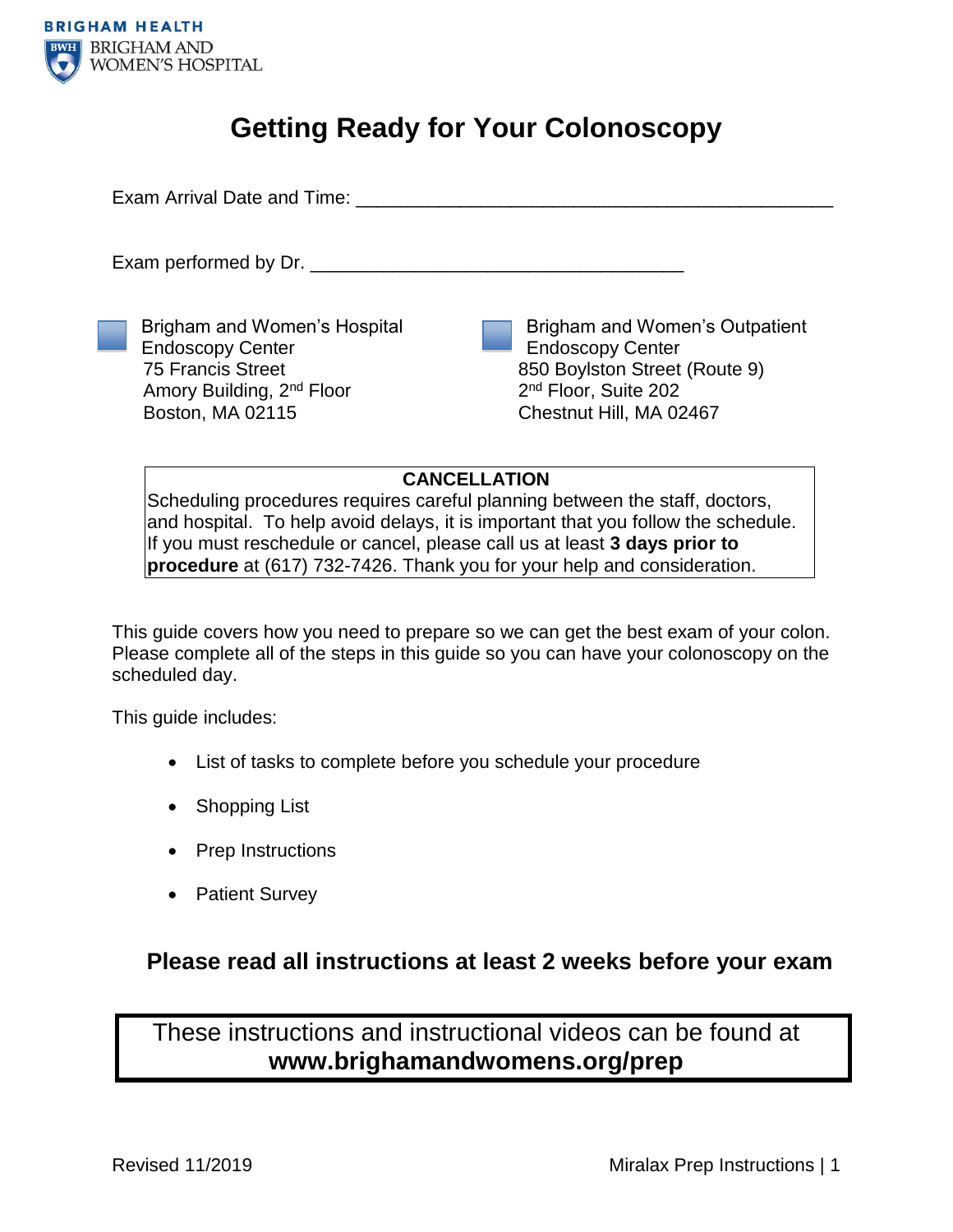BRIGHAM HEALTH
BRIGHAM AND WOMEN'S HOSPITAL

# Getting Ready for Your Colonoscopy

Exam Arrival Date and Time: ______________________________________________

Exam performed by Dr. ____________________________________

- [ ] Brigham and Women's Hospital Endoscopy Center
  75 Francis Street
  Amory Building, 2nd Floor
  Boston, MA 02115

- [ ] Brigham and Women's Outpatient Endoscopy Center
  850 Boylston Street (Route 9)
  2nd Floor, Suite 202
  Chestnut Hill, MA 02467

**CANCELLATION**

Scheduling procedures requires careful planning between the staff, doctors, and hospital. To help avoid delays, it is important that you follow the schedule. If you must reschedule or cancel, please call us at least **3 days prior to procedure** at (617) 732-7426. Thank you for your help and consideration.

This guide covers how you need to prepare so we can get the best exam of your colon. Please complete all of the steps in this guide so you can have your colonoscopy on the scheduled day.

This guide includes:

- List of tasks to complete before you schedule your procedure
- Shopping List
- Prep Instructions
- Patient Survey

## Please read all instructions at least 2 weeks before your exam

These instructions and instructional videos can be found at **www.brighamandwomens.org/prep**

Revised 11/2019

Miralax Prep Instructions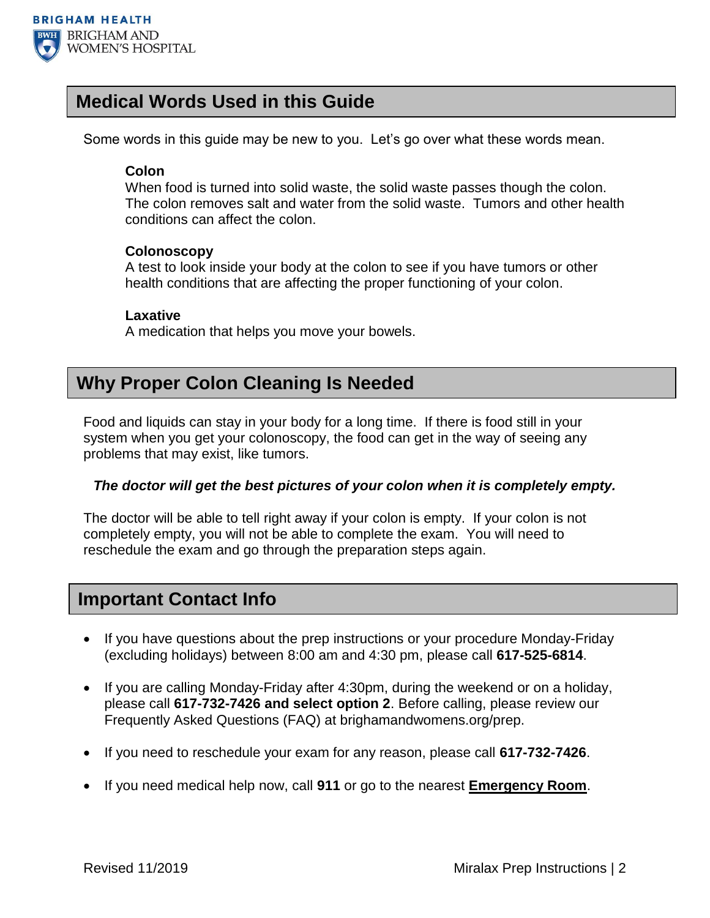## Medical Words Used in this Guide

Some words in this guide may be new to you. Let's go over what these words mean.

**Colon**
When food is turned into solid waste, the solid waste passes though the colon. The colon removes salt and water from the solid waste. Tumors and other health conditions can affect the colon.

**Colonoscopy**
A test to look inside your body at the colon to see if you have tumors or other health conditions that are affecting the proper functioning of your colon.

**Laxative**
A medication that helps you move your bowels.

## Why Proper Colon Cleaning Is Needed

Food and liquids can stay in your body for a long time. If there is food still in your system when you get your colonoscopy, the food can get in the way of seeing any problems that may exist, like tumors.

***The doctor will get the best pictures of your colon when it is completely empty.***

The doctor will be able to tell right away if your colon is empty. If your colon is not completely empty, you will not be able to complete the exam. You will need to reschedule the exam and go through the preparation steps again.

## Important Contact Info

- If you have questions about the prep instructions or your procedure Monday-Friday (excluding holidays) between 8:00 am and 4:30 pm, please call **617-525-6814**.
- If you are calling Monday-Friday after 4:30pm, during the weekend or on a holiday, please call **617-732-7426 and select option 2**. Before calling, please review our Frequently Asked Questions (FAQ) at brighamandwomens.org/prep.
- If you need to reschedule your exam for any reason, please call **617-732-7426**.
- If you need medical help now, call **911** or go to the nearest **Emergency Room**.

Revised 11/2019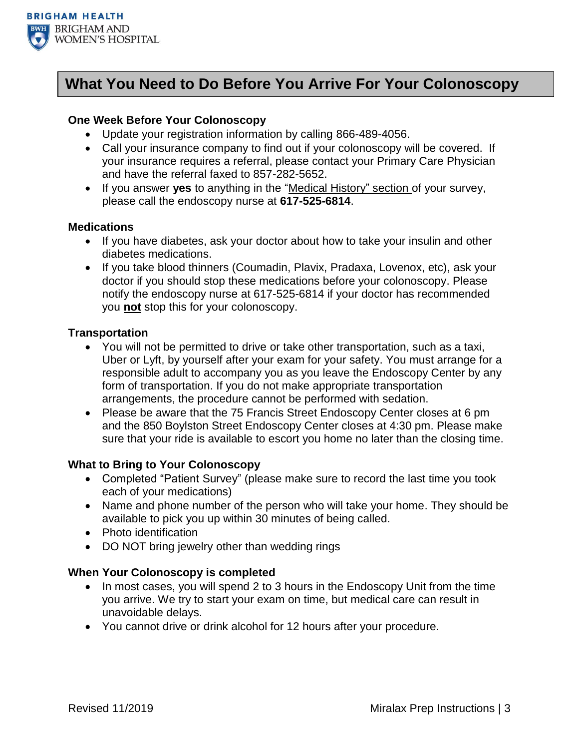# What You Need to Do Before You Arrive For Your Colonoscopy

### One Week Before Your Colonoscopy

- Update your registration information by calling 866-489-4056.
- Call your insurance company to find out if your colonoscopy will be covered. If your insurance requires a referral, please contact your Primary Care Physician and have the referral faxed to 857-282-5652.
- If you answer **yes** to anything in the "Medical History" section of your survey, please call the endoscopy nurse at **617-525-6814**.

### Medications

- If you have diabetes, ask your doctor about how to take your insulin and other diabetes medications.
- If you take blood thinners (Coumadin, Plavix, Pradaxa, Lovenox, etc), ask your doctor if you should stop these medications before your colonoscopy. Please notify the endoscopy nurse at 617-525-6814 if your doctor has recommended you **not** stop this for your colonoscopy.

### Transportation

- You will not be permitted to drive or take other transportation, such as a taxi, Uber or Lyft, by yourself after your exam for your safety. You must arrange for a responsible adult to accompany you as you leave the Endoscopy Center by any form of transportation. If you do not make appropriate transportation arrangements, the procedure cannot be performed with sedation.
- Please be aware that the 75 Francis Street Endoscopy Center closes at 6 pm and the 850 Boylston Street Endoscopy Center closes at 4:30 pm. Please make sure that your ride is available to escort you home no later than the closing time.

### What to Bring to Your Colonoscopy

- Completed "Patient Survey" (please make sure to record the last time you took each of your medications)
- Name and phone number of the person who will take your home. They should be available to pick you up within 30 minutes of being called.
- Photo identification
- DO NOT bring jewelry other than wedding rings

### When Your Colonoscopy is completed

- In most cases, you will spend 2 to 3 hours in the Endoscopy Unit from the time you arrive. We try to start your exam on time, but medical care can result in unavoidable delays.
- You cannot drive or drink alcohol for 12 hours after your procedure.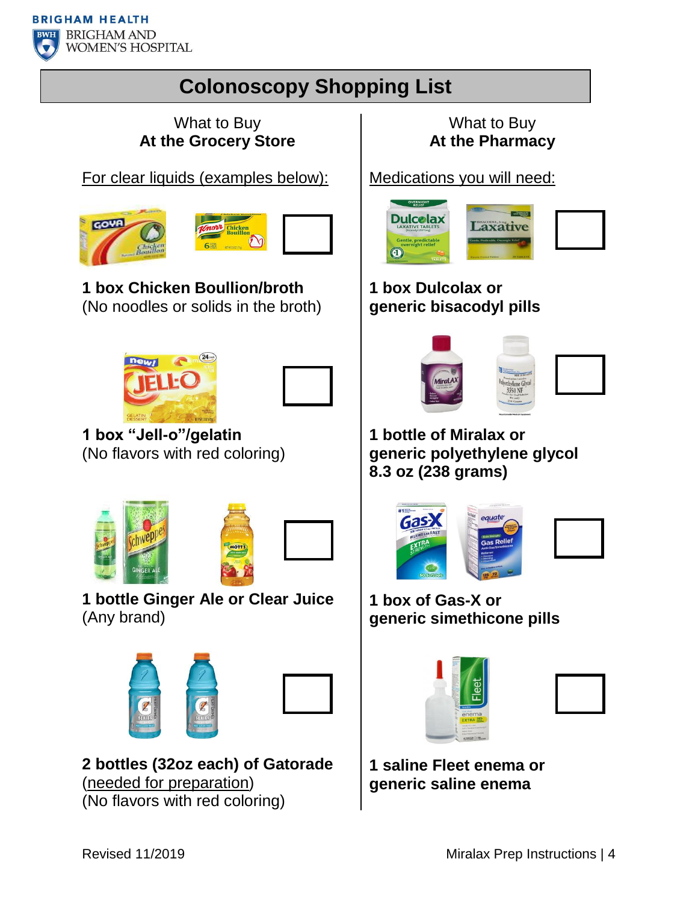# Colonoscopy Shopping List

## What to Buy At the Grocery Store

For clear liquids (examples below):

**1 box Chicken Boullion/broth**
(No noodles or solids in the broth)

**1 box “Jell-o”/gelatin**
(No flavors with red coloring)

**1 bottle Ginger Ale or Clear Juice**
(Any brand)

**2 bottles (32oz each) of Gatorade**
(needed for preparation)
(No flavors with red coloring)

## What to Buy At the Pharmacy

Medications you will need:

**1 box Dulcolax or generic bisacodyl pills**

**1 bottle of Miralax or generic polyethylene glycol 8.3 oz (238 grams)**

**1 box of Gas-X or generic simethicone pills**

**1 saline Fleet enema or generic saline enema**

Revised 11/2019

Miralax Prep Instructions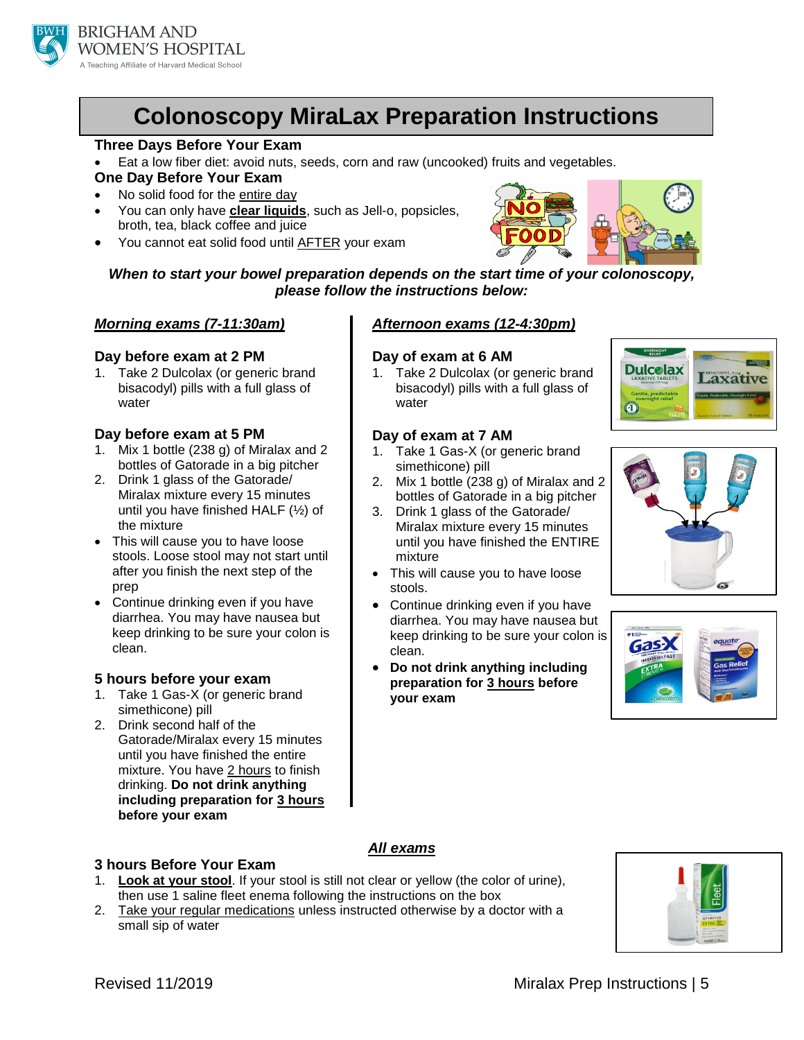BRIGHAM AND WOMEN'S HOSPITAL
A Teaching Affiliate of Harvard Medical School

# Colonoscopy MiraLax Preparation Instructions

### Three Days Before Your Exam

- Eat a low fiber diet: avoid nuts, seeds, corn and raw (uncooked) fruits and vegetables.

### One Day Before Your Exam

- No solid food for the entire day
- You can only have **clear liquids**, such as Jell-o, popsicles, broth, tea, black coffee and juice
- You cannot eat solid food until AFTER your exam

***When to start your bowel preparation depends on the start time of your colonoscopy, please follow the instructions below:***

## *Morning exams (7-11:30am)*

### Day before exam at 2 PM

1. Take 2 Dulcolax (or generic brand bisacodyl) pills with a full glass of water

### Day before exam at 5 PM

1. Mix 1 bottle (238 g) of Miralax and 2 bottles of Gatorade in a big pitcher
2. Drink 1 glass of the Gatorade/ Miralax mixture every 15 minutes until you have finished HALF (½) of the mixture

- This will cause you to have loose stools. Loose stool may not start until after you finish the next step of the prep
- Continue drinking even if you have diarrhea. You may have nausea but keep drinking to be sure your colon is clean.

### 5 hours before your exam

1. Take 1 Gas-X (or generic brand simethicone) pill
2. Drink second half of the Gatorade/Miralax every 15 minutes until you have finished the entire mixture. You have 2 hours to finish drinking. **Do not drink anything including preparation for 3 hours before your exam**

## *Afternoon exams (12-4:30pm)*

### Day of exam at 6 AM

1. Take 2 Dulcolax (or generic brand bisacodyl) pills with a full glass of water

### Day of exam at 7 AM

1. Take 1 Gas-X (or generic brand simethicone) pill
2. Mix 1 bottle (238 g) of Miralax and 2 bottles of Gatorade in a big pitcher
3. Drink 1 glass of the Gatorade/ Miralax mixture every 15 minutes until you have finished the ENTIRE mixture

- This will cause you to have loose stools.
- Continue drinking even if you have diarrhea. You may have nausea but keep drinking to be sure your colon is clean.
- **Do not drink anything including preparation for 3 hours before your exam**

## *All exams*

### 3 hours Before Your Exam

1. **Look at your stool**. If your stool is still not clear or yellow (the color of urine), then use 1 saline fleet enema following the instructions on the box
2. Take your regular medications unless instructed otherwise by a doctor with a small sip of water

Revised 11/2019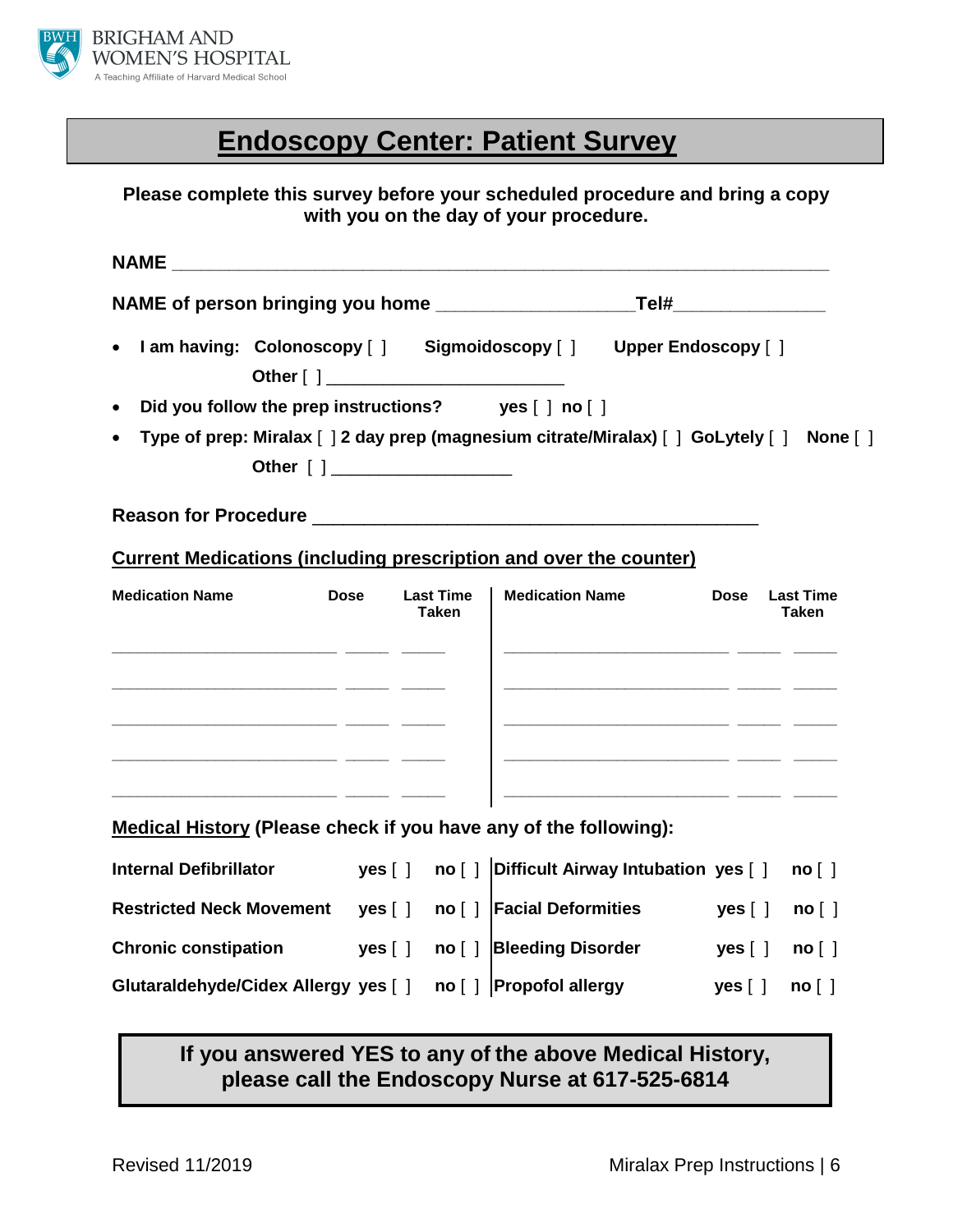BRIGHAM AND WOMEN'S HOSPITAL
A Teaching Affiliate of Harvard Medical School

# Endoscopy Center: Patient Survey

**Please complete this survey before your scheduled procedure and bring a copy with you on the day of your procedure.**

**NAME** ____________________________________________________________

**NAME of person bringing you home** __________________ **Tel#** ______________

- **I am having: Colonoscopy** [ ] **Sigmoidoscopy** [ ] **Upper Endoscopy** [ ] **Other** [ ] ________________________
- **Did you follow the prep instructions? yes** [ ] **no** [ ]
- **Type of prep: Miralax** [ ] **2 day prep (magnesium citrate/Miralax)** [ ] **GoLytely** [ ] **None** [ ] **Other** [ ] __________________

**Reason for Procedure** ____________________________________________

**Current Medications (including prescription and over the counter)**

| Medication Name | Dose | Last Time Taken | Medication Name | Dose | Last Time Taken |
|---|---|---|---|---|---|
| | | | | | |
| | | | | | |
| | | | | | |
| | | | | | |
| | | | | | |

**Medical History (Please check if you have any of the following):**

| | | | | | |
|---|---|---|---|---|---|
| **Internal Defibrillator** | **yes** [ ] | **no** [ ] | **Difficult Airway Intubation** | **yes** [ ] | **no** [ ] |
| **Restricted Neck Movement** | **yes** [ ] | **no** [ ] | **Facial Deformities** | **yes** [ ] | **no** [ ] |
| **Chronic constipation** | **yes** [ ] | **no** [ ] | **Bleeding Disorder** | **yes** [ ] | **no** [ ] |
| **Glutaraldehyde/Cidex Allergy** | **yes** [ ] | **no** [ ] | **Propofol allergy** | **yes** [ ] | **no** [ ] |

**If you answered YES to any of the above Medical History, please call the Endoscopy Nurse at 617-525-6814**

Revised 11/2019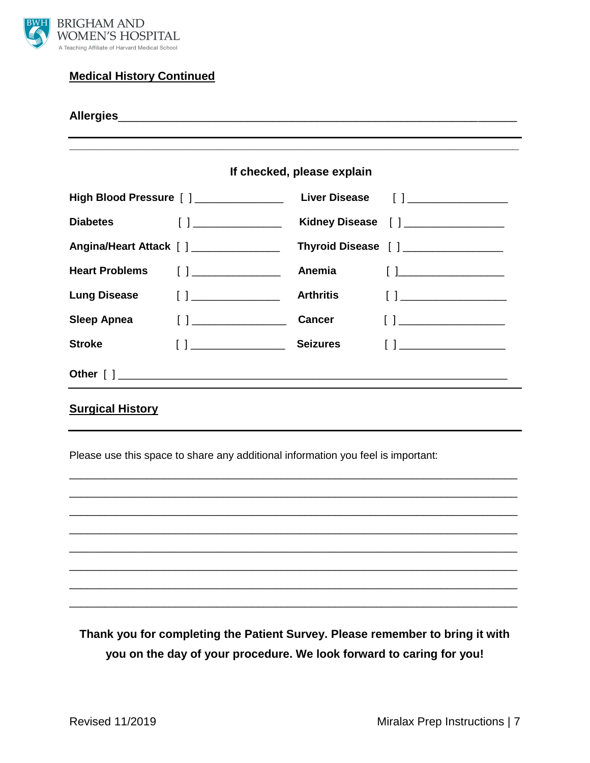**Medical History Continued**

**Allergies**\_\_\_\_\_\_\_\_\_\_\_\_\_\_\_\_\_\_\_\_\_\_\_\_\_\_\_\_\_\_\_\_\_\_\_\_\_\_\_\_\_\_\_\_\_\_\_\_\_\_\_\_\_\_\_\_\_\_\_\_

---

**If checked, please explain**

| | | | | | |
|---|---|---|---|---|---|
| **High Blood Pressure** | [ ] | \_\_\_\_\_\_\_\_\_\_\_\_\_\_\_ | **Liver Disease** | [ ] | \_\_\_\_\_\_\_\_\_\_\_\_\_\_\_\_\_ |
| **Diabetes** | [ ] | \_\_\_\_\_\_\_\_\_\_\_\_\_\_\_ | **Kidney Disease** | [ ] | \_\_\_\_\_\_\_\_\_\_\_\_\_\_\_\_\_ |
| **Angina/Heart Attack** | [ ] | \_\_\_\_\_\_\_\_\_\_\_\_\_\_\_ | **Thyroid Disease** | [ ] | \_\_\_\_\_\_\_\_\_\_\_\_\_\_\_\_\_ |
| **Heart Problems** | [ ] | \_\_\_\_\_\_\_\_\_\_\_\_\_\_\_ | **Anemia** | [ ] | \_\_\_\_\_\_\_\_\_\_\_\_\_\_\_\_\_ |
| **Lung Disease** | [ ] | \_\_\_\_\_\_\_\_\_\_\_\_\_\_\_ | **Arthritis** | [ ] | \_\_\_\_\_\_\_\_\_\_\_\_\_\_\_\_\_ |
| **Sleep Apnea** | [ ] | \_\_\_\_\_\_\_\_\_\_\_\_\_\_\_ | **Cancer** | [ ] | \_\_\_\_\_\_\_\_\_\_\_\_\_\_\_\_\_ |
| **Stroke** | [ ] | \_\_\_\_\_\_\_\_\_\_\_\_\_\_\_ | **Seizures** | [ ] | \_\_\_\_\_\_\_\_\_\_\_\_\_\_\_\_\_ |

**Other** [ ] \_\_\_\_\_\_\_\_\_\_\_\_\_\_\_\_\_\_\_\_\_\_\_\_\_\_\_\_\_\_\_\_\_\_\_\_\_\_\_\_\_\_\_\_\_\_\_\_\_\_\_\_\_\_\_\_\_\_\_\_

---

**Surgical History**

---

Please use this space to share any additional information you feel is important:

\_\_\_\_\_\_\_\_\_\_\_\_\_\_\_\_\_\_\_\_\_\_\_\_\_\_\_\_\_\_\_\_\_\_\_\_\_\_\_\_\_\_\_\_\_\_\_\_\_\_\_\_\_\_\_\_\_\_\_\_\_\_\_\_\_\_\_\_\_\_

\_\_\_\_\_\_\_\_\_\_\_\_\_\_\_\_\_\_\_\_\_\_\_\_\_\_\_\_\_\_\_\_\_\_\_\_\_\_\_\_\_\_\_\_\_\_\_\_\_\_\_\_\_\_\_\_\_\_\_\_\_\_\_\_\_\_\_\_\_\_

\_\_\_\_\_\_\_\_\_\_\_\_\_\_\_\_\_\_\_\_\_\_\_\_\_\_\_\_\_\_\_\_\_\_\_\_\_\_\_\_\_\_\_\_\_\_\_\_\_\_\_\_\_\_\_\_\_\_\_\_\_\_\_\_\_\_\_\_\_\_

\_\_\_\_\_\_\_\_\_\_\_\_\_\_\_\_\_\_\_\_\_\_\_\_\_\_\_\_\_\_\_\_\_\_\_\_\_\_\_\_\_\_\_\_\_\_\_\_\_\_\_\_\_\_\_\_\_\_\_\_\_\_\_\_\_\_\_\_\_\_

\_\_\_\_\_\_\_\_\_\_\_\_\_\_\_\_\_\_\_\_\_\_\_\_\_\_\_\_\_\_\_\_\_\_\_\_\_\_\_\_\_\_\_\_\_\_\_\_\_\_\_\_\_\_\_\_\_\_\_\_\_\_\_\_\_\_\_\_\_\_

\_\_\_\_\_\_\_\_\_\_\_\_\_\_\_\_\_\_\_\_\_\_\_\_\_\_\_\_\_\_\_\_\_\_\_\_\_\_\_\_\_\_\_\_\_\_\_\_\_\_\_\_\_\_\_\_\_\_\_\_\_\_\_\_\_\_\_\_\_\_

\_\_\_\_\_\_\_\_\_\_\_\_\_\_\_\_\_\_\_\_\_\_\_\_\_\_\_\_\_\_\_\_\_\_\_\_\_\_\_\_\_\_\_\_\_\_\_\_\_\_\_\_\_\_\_\_\_\_\_\_\_\_\_\_\_\_\_\_\_\_

\_\_\_\_\_\_\_\_\_\_\_\_\_\_\_\_\_\_\_\_\_\_\_\_\_\_\_\_\_\_\_\_\_\_\_\_\_\_\_\_\_\_\_\_\_\_\_\_\_\_\_\_\_\_\_\_\_\_\_\_\_\_\_\_\_\_\_\_\_\_

**Thank you for completing the Patient Survey. Please remember to bring it with you on the day of your procedure. We look forward to caring for you!**